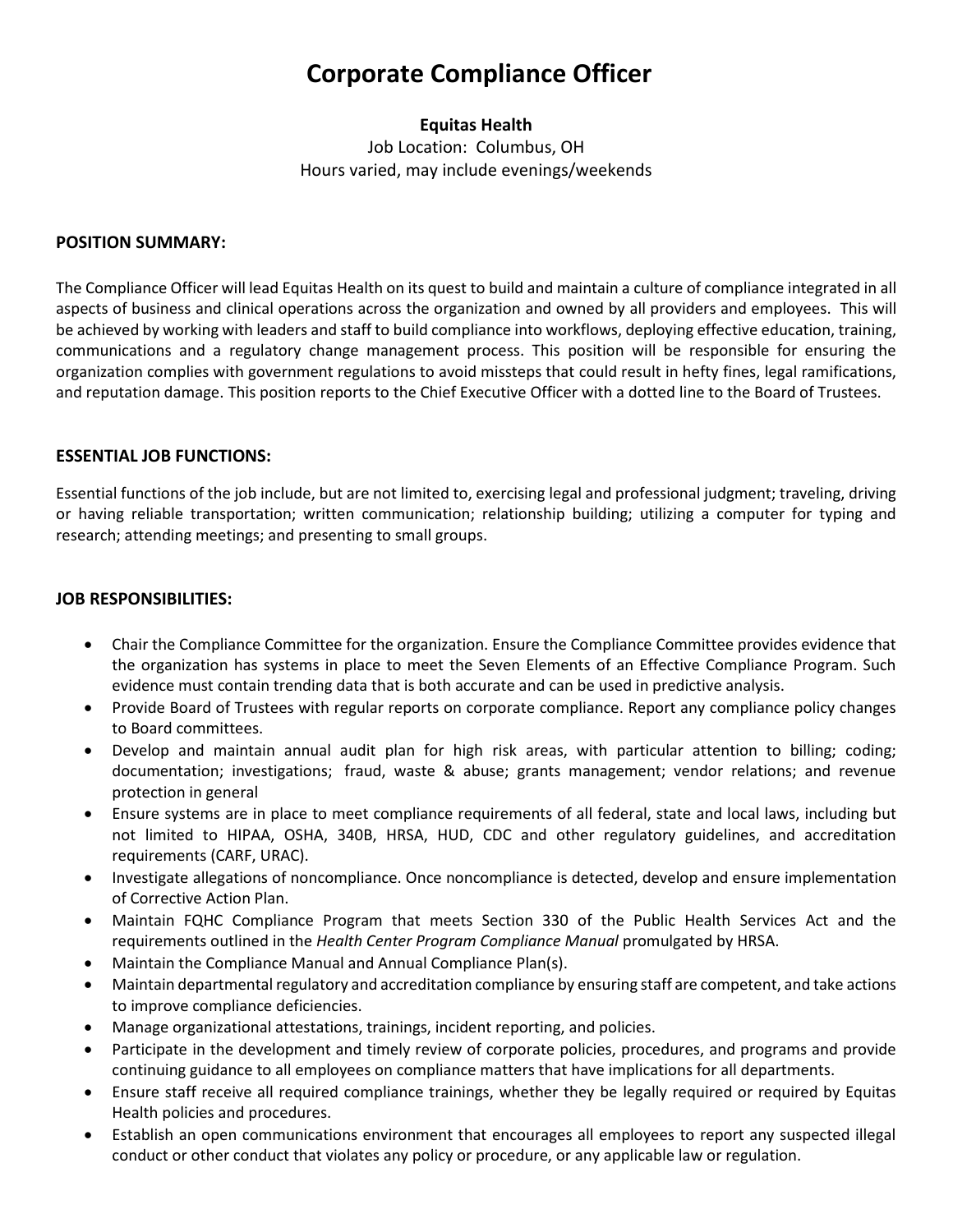# Corporate Compliance Officer

**Equitas Health**

Job Location: Columbus, OH

Hours varied, may include evenings/weekends

## POSITION SUMMARY:

The Compliance Officer will lead Equitas Health on its quest to build and maintain a culture of compliance integrated in all aspects of business and clinical operations across the organization and owned by all providers and employees. This will be achieved by working with leaders and staff to build compliance into workflows, deploying effective education, training, communications and a regulatory change management process. This position will be responsible for ensuring the organization complies with government regulations to avoid missteps that could result in hefty fines, legal ramifications, and reputation damage. This position reports to the Chief Executive Officer with a dotted line to the Board of Trustees.

## ESSENTIAL JOB FUNCTIONS:

Essential functions of the job include, but are not limited to, exercising legal and professional judgment; traveling, driving or having reliable transportation; written communication; relationship building; utilizing a computer for typing and research; attending meetings; and presenting to small groups.

## JOB RESPONSIBILITIES:

- Chair the Compliance Committee for the organization. Ensure the Compliance Committee provides evidence that the organization has systems in place to meet the Seven Elements of an Effective Compliance Program. Such evidence must contain trending data that is both accurate and can be used in predictive analysis.
- Provide Board of Trustees with regular reports on corporate compliance. Report any compliance policy changes to Board committees.
- Develop and maintain annual audit plan for high risk areas, with particular attention to billing; coding; documentation; investigations; fraud, waste & abuse; grants management; vendor relations; and revenue protection in general
- Ensure systems are in place to meet compliance requirements of all federal, state and local laws, including but not limited to HIPAA, OSHA, 340B, HRSA, HUD, CDC and other regulatory guidelines, and accreditation requirements (CARF, URAC).
- Investigate allegations of noncompliance. Once noncompliance is detected, develop and ensure implementation of Corrective Action Plan.
- Maintain FQHC Compliance Program that meets Section 330 of the Public Health Services Act and the requirements outlined in the *Health Center Program Compliance Manual* promulgated by HRSA.
- Maintain the Compliance Manual and Annual Compliance Plan(s).
- Maintain departmental regulatory and accreditation compliance by ensuring staff are competent, and take actions to improve compliance deficiencies.
- Manage organizational attestations, trainings, incident reporting, and policies.
- Participate in the development and timely review of corporate policies, procedures, and programs and provide continuing guidance to all employees on compliance matters that have implications for all departments.
- Ensure staff receive all required compliance trainings, whether they be legally required or required by Equitas Health policies and procedures.
- Establish an open communications environment that encourages all employees to report any suspected illegal conduct or other conduct that violates any policy or procedure, or any applicable law or regulation.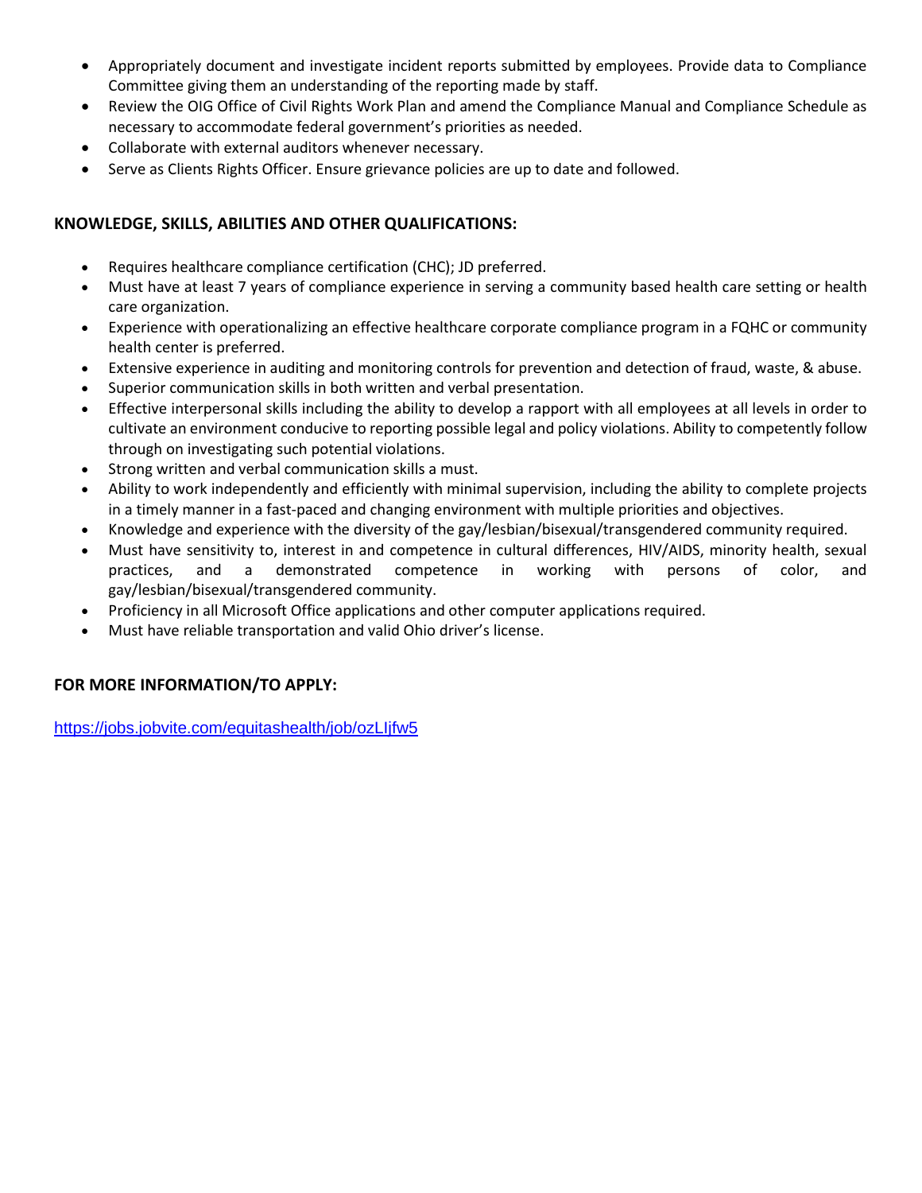- Appropriately document and investigate incident reports submitted by employees. Provide data to Compliance Committee giving them an understanding of the reporting made by staff.
- Review the OIG Office of Civil Rights Work Plan and amend the Compliance Manual and Compliance Schedule as necessary to accommodate federal government's priorities as needed.
- Collaborate with external auditors whenever necessary.
- Serve as Clients Rights Officer. Ensure grievance policies are up to date and followed.

**KNOWLEDGE, SKILLS, ABILITIES AND OTHER QUALIFICATIONS:**

- Requires healthcare compliance certification (CHC); JD preferred.
- Must have at least 7 years of compliance experience in serving a community based health care setting or health care organization.
- Experience with operationalizing an effective healthcare corporate compliance program in a FQHC or community health center is preferred.
- Extensive experience in auditing and monitoring controls for prevention and detection of fraud, waste, & abuse.
- Superior communication skills in both written and verbal presentation.
- Effective interpersonal skills including the ability to develop a rapport with all employees at all levels in order to cultivate an environment conducive to reporting possible legal and policy violations. Ability to competently follow through on investigating such potential violations.
- Strong written and verbal communication skills a must.
- Ability to work independently and efficiently with minimal supervision, including the ability to complete projects in a timely manner in a fast-paced and changing environment with multiple priorities and objectives.
- Knowledge and experience with the diversity of the gay/lesbian/bisexual/transgendered community required.
- Must have sensitivity to, interest in and competence in cultural differences, HIV/AIDS, minority health, sexual practices, and a demonstrated competence in working with persons of color, and gay/lesbian/bisexual/transgendered community.
- Proficiency in all Microsoft Office applications and other computer applications required.
- Must have reliable transportation and valid Ohio driver's license.

**FOR MORE INFORMATION/TO APPLY:**

https://jobs.jobvite.com/equitashealth/job/ozLIjfw5